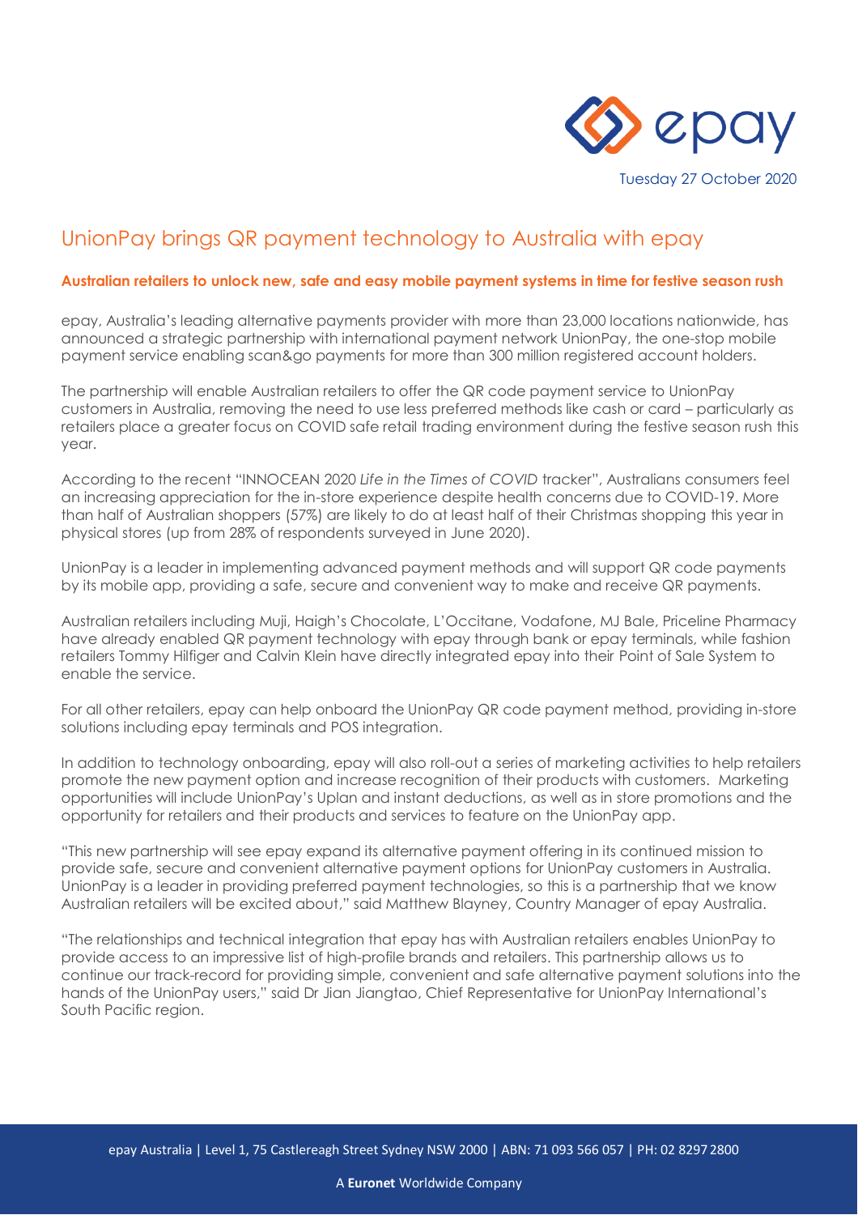Tuesday 27 October 2020

# UnionPay brings QR payment technology to Australia with epay

**Australian retailers to unlock new, safe and easy mobile payment systems in time for festive season rush**

epay, Australia's leading alternative payments provider with more than 23,000 locations nationwide, has announced a strategic partnership with international payment network UnionPay, the one-stop mobile payment service enabling scan&go payments for more than 300 million registered account holders.

The partnership will enable Australian retailers to offer the QR code payment service to UnionPay customers in Australia, removing the need to use less preferred methods like cash or card – particularly as retailers place a greater focus on COVID safe retail trading environment during the festive season rush this year.

According to the recent "INNOCEAN 2020 *Life in the Times of COVID* tracker", Australians consumers feel an increasing appreciation for the in-store experience despite health concerns due to COVID-19. More than half of Australian shoppers (57%) are likely to do at least half of their Christmas shopping this year in physical stores (up from 28% of respondents surveyed in June 2020).

UnionPay is a leader in implementing advanced payment methods and will support QR code payments by its mobile app, providing a safe, secure and convenient way to make and receive QR payments.

Australian retailers including Muji, Haigh's Chocolate, L'Occitane, Vodafone, MJ Bale, Priceline Pharmacy have already enabled QR payment technology with epay through bank or epay terminals, while fashion retailers Tommy Hilfiger and Calvin Klein have directly integrated epay into their Point of Sale System to enable the service.

For all other retailers, epay can help onboard the UnionPay QR code payment method, providing in-store solutions including epay terminals and POS integration.

In addition to technology onboarding, epay will also roll-out a series of marketing activities to help retailers promote the new payment option and increase recognition of their products with customers. Marketing opportunities will include UnionPay's Uplan and instant deductions, as well as in store promotions and the opportunity for retailers and their products and services to feature on the UnionPay app.

"This new partnership will see epay expand its alternative payment offering in its continued mission to provide safe, secure and convenient alternative payment options for UnionPay customers in Australia. UnionPay is a leader in providing preferred payment technologies, so this is a partnership that we know Australian retailers will be excited about," said Matthew Blayney, Country Manager of epay Australia.

"The relationships and technical integration that epay has with Australian retailers enables UnionPay to provide access to an impressive list of high-profile brands and retailers. This partnership allows us to continue our track-record for providing simple, convenient and safe alternative payment solutions into the hands of the UnionPay users," said Dr Jian Jiangtao, Chief Representative for UnionPay International's South Pacific region.

epay Australia | Level 1, 75 Castlereagh Street Sydney NSW 2000 | ABN: 71 093 566 057 | PH: 02 8297 2800

A **Euronet** Worldwide Company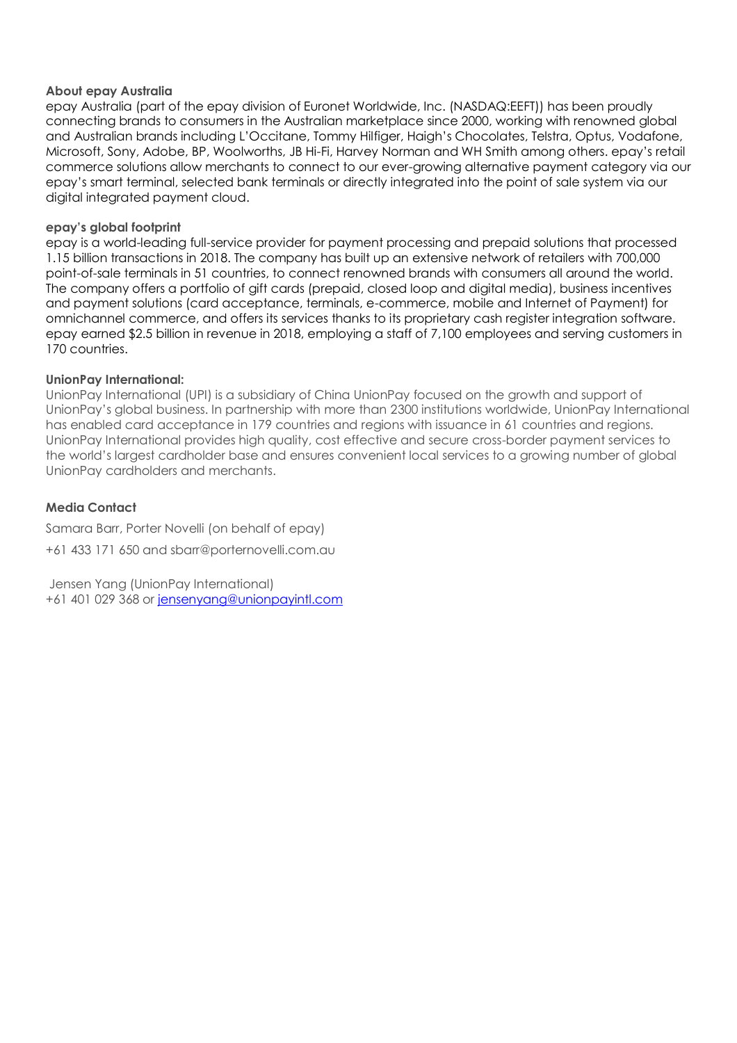**About epay Australia**

epay Australia (part of the epay division of Euronet Worldwide, Inc. (NASDAQ:EEFT)) has been proudly connecting brands to consumers in the Australian marketplace since 2000, working with renowned global and Australian brands including L'Occitane, Tommy Hilfiger, Haigh's Chocolates, Telstra, Optus, Vodafone, Microsoft, Sony, Adobe, BP, Woolworths, JB Hi-Fi, Harvey Norman and WH Smith among others. epay's retail commerce solutions allow merchants to connect to our ever-growing alternative payment category via our epay's smart terminal, selected bank terminals or directly integrated into the point of sale system via our digital integrated payment cloud.

**epay's global footprint**

epay is a world-leading full-service provider for payment processing and prepaid solutions that processed 1.15 billion transactions in 2018. The company has built up an extensive network of retailers with 700,000 point-of-sale terminals in 51 countries, to connect renowned brands with consumers all around the world. The company offers a portfolio of gift cards (prepaid, closed loop and digital media), business incentives and payment solutions (card acceptance, terminals, e-commerce, mobile and Internet of Payment) for omnichannel commerce, and offers its services thanks to its proprietary cash register integration software. epay earned $2.5 billion in revenue in 2018, employing a staff of 7,100 employees and serving customers in 170 countries.

**UnionPay International:**

UnionPay International (UPI) is a subsidiary of China UnionPay focused on the growth and support of UnionPay's global business. In partnership with more than 2300 institutions worldwide, UnionPay International has enabled card acceptance in 179 countries and regions with issuance in 61 countries and regions. UnionPay International provides high quality, cost effective and secure cross-border payment services to the world's largest cardholder base and ensures convenient local services to a growing number of global UnionPay cardholders and merchants.

**Media Contact**

Samara Barr, Porter Novelli (on behalf of epay)

+61 433 171 650 and sbarr@porternovelli.com.au

Jensen Yang (UnionPay International)
+61 401 029 368 or jensenyang@unionpayintl.com